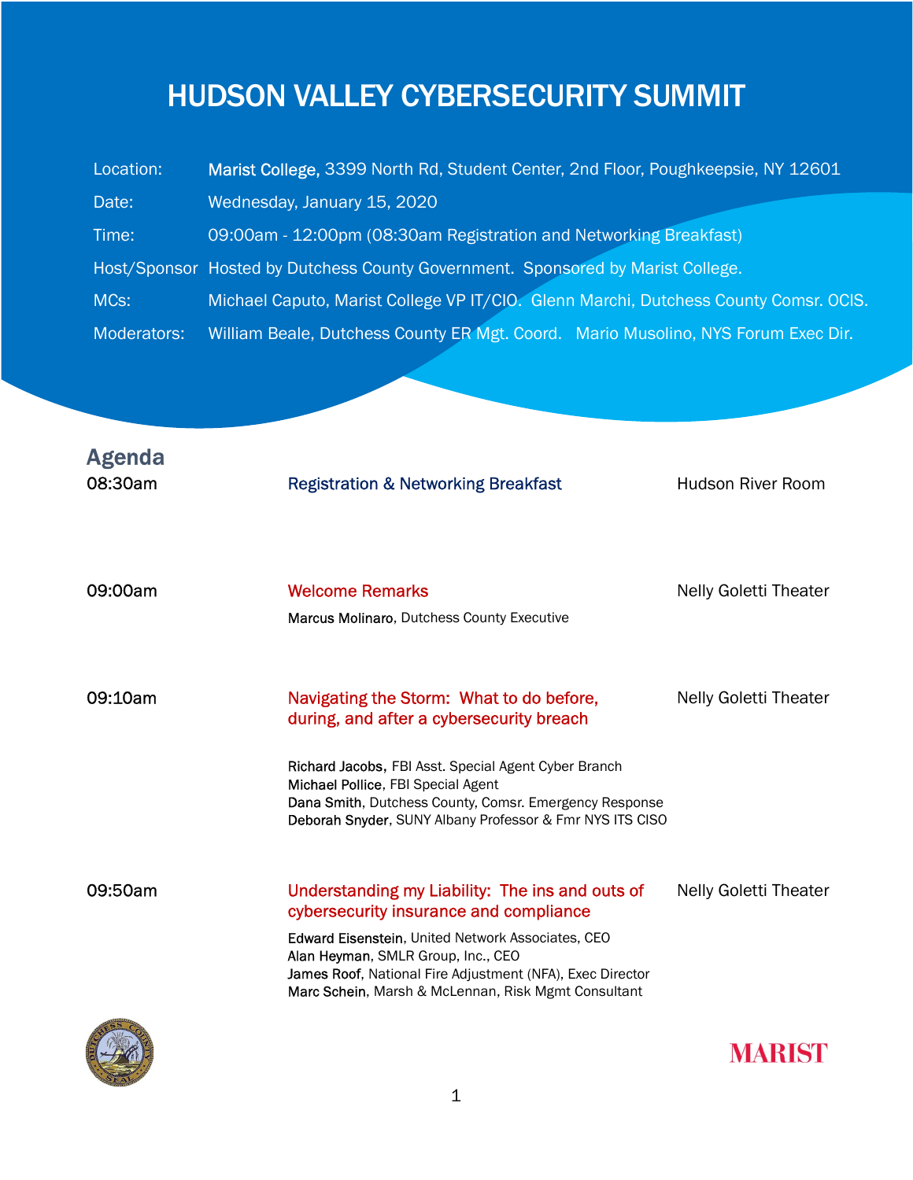# HUDSON VALLEY CYBERSECURITY SUMMIT

| | |
|---|---|
| Location: | Marist College, 3399 North Rd, Student Center, 2nd Floor, Poughkeepsie, NY 12601 |
| Date: | Wednesday, January 15, 2020 |
| Time: | 09:00am - 12:00pm (08:30am Registration and Networking Breakfast) |
| Host/Sponsor | Hosted by Dutchess County Government. Sponsored by Marist College. |
| MCs: | Michael Caputo, Marist College VP IT/CIO. Glenn Marchi, Dutchess County Comsr. OCIS. |
| Moderators: | William Beale, Dutchess County ER Mgt. Coord. Mario Musolino, NYS Forum Exec Dir. |

## Agenda

| Time | Session | Location |
|---|---|---|
| 08:30am | Registration & Networking Breakfast | Hudson River Room |
| 09:00am | **Welcome Remarks**<br>Marcus Molinaro, Dutchess County Executive | Nelly Goletti Theater |
| 09:10am | **Navigating the Storm: What to do before, during, and after a cybersecurity breach**<br>Richard Jacobs, FBI Asst. Special Agent Cyber Branch<br>Michael Pollice, FBI Special Agent<br>Dana Smith, Dutchess County, Comsr. Emergency Response<br>Deborah Snyder, SUNY Albany Professor & Fmr NYS ITS CISO | Nelly Goletti Theater |
| 09:50am | **Understanding my Liability: The ins and outs of cybersecurity insurance and compliance**<br>Edward Eisenstein, United Network Associates, CEO<br>Alan Heyman, SMLR Group, Inc., CEO<br>James Roof, National Fire Adjustment (NFA), Exec Director<br>Marc Schein, Marsh & McLennan, Risk Mgmt Consultant | Nelly Goletti Theater |

MARIST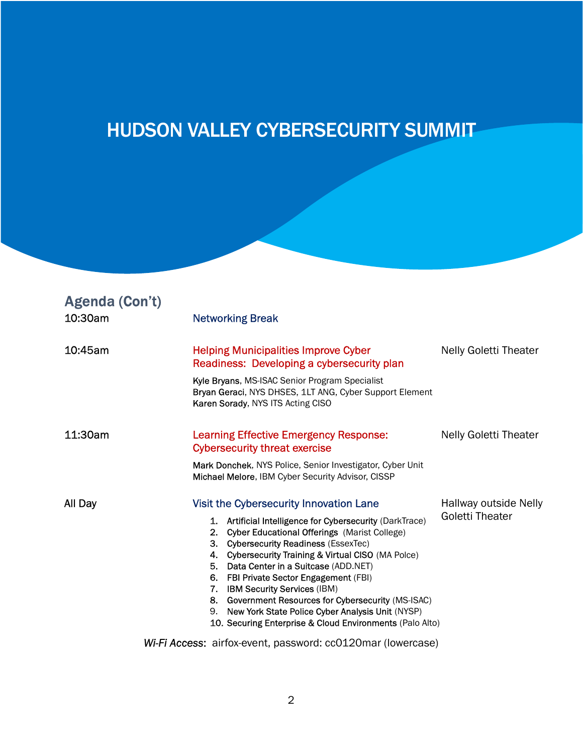# HUDSON VALLEY CYBERSECURITY SUMMIT

## Agenda (Con't)

| | | |
|---|---|---|
| 10:30am | Networking Break | |
| 10:45am | **Helping Municipalities Improve Cyber Readiness: Developing a cybersecurity plan**<br><br>**Kyle Bryans**, MS-ISAC Senior Program Specialist<br>**Bryan Geraci**, NYS DHSES, 1LT ANG, Cyber Support Element<br>**Karen Sorady**, NYS ITS Acting CISO | Nelly Goletti Theater |
| 11:30am | **Learning Effective Emergency Response: Cybersecurity threat exercise**<br><br>**Mark Donchek**, NYS Police, Senior Investigator, Cyber Unit<br>**Michael Melore**, IBM Cyber Security Advisor, CISSP | Nelly Goletti Theater |
| All Day | Visit the Cybersecurity Innovation Lane<br><br>1. **Artificial Intelligence for Cybersecurity** (DarkTrace)<br>2. **Cyber Educational Offerings** (Marist College)<br>3. **Cybersecurity Readiness** (EssexTec)<br>4. **Cybersecurity Training & Virtual CISO** (MA Polce)<br>5. **Data Center in a Suitcase** (ADD.NET)<br>6. **FBI Private Sector Engagement** (FBI)<br>7. **IBM Security Services** (IBM)<br>8. **Government Resources for Cybersecurity** (MS-ISAC)<br>9. **New York State Police Cyber Analysis Unit** (NYSP)<br>10. **Securing Enterprise & Cloud Environments** (Palo Alto) | Hallway outside Nelly Goletti Theater |

*Wi-Fi Access:* airfox-event, password: cc0120mar (lowercase)